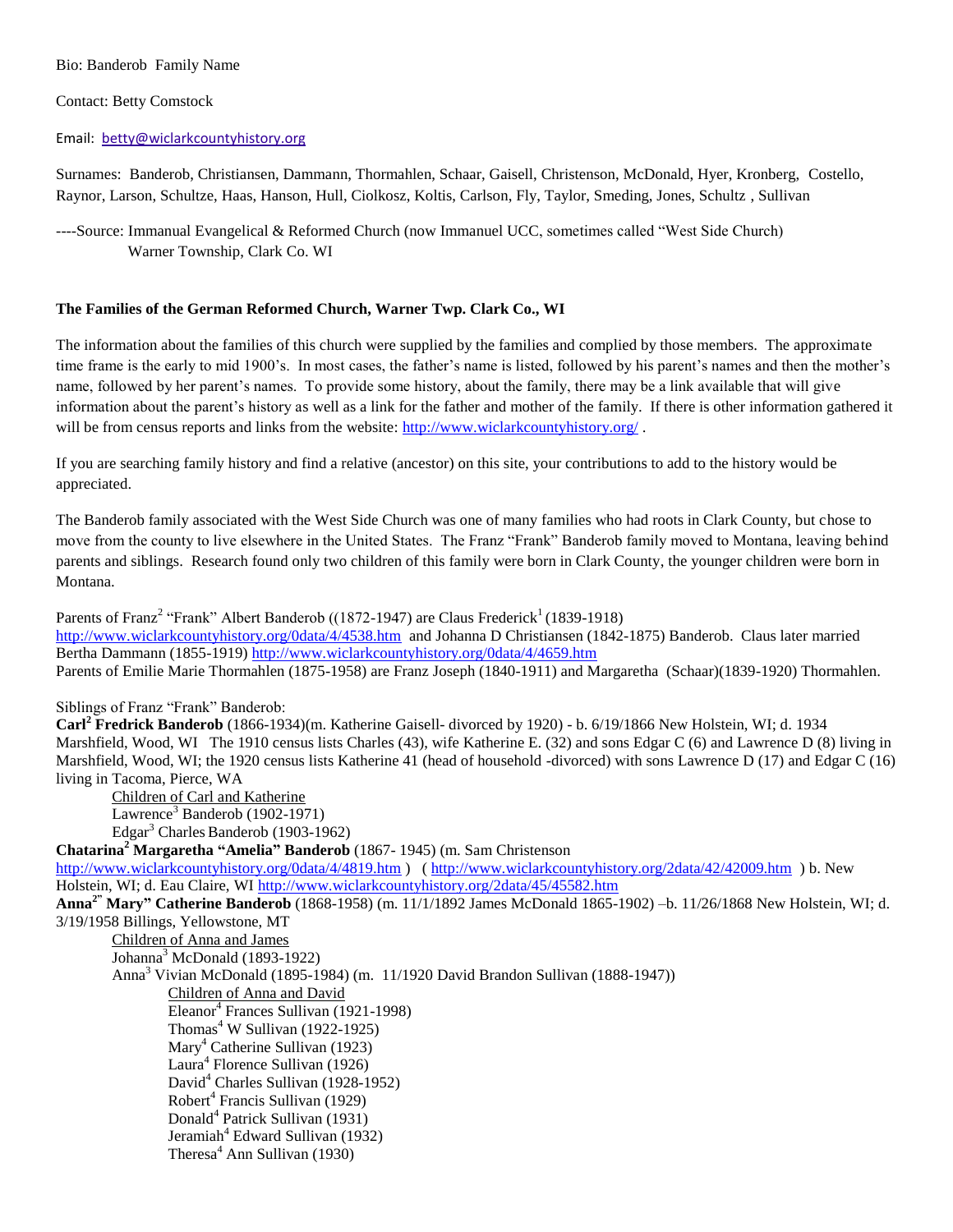Bio: Banderob Family Name

Contact: Betty Comstock

Email: betty@wiclarkcountyhistory.org

Surnames: Banderob, Christiansen, Dammann, Thormahlen, Schaar, Gaisell, Christenson, McDonald, Hyer, Kronberg, Costello, Raynor, Larson, Schultze, Haas, Hanson, Hull, Ciolkosz, Koltis, Carlson, Fly, Taylor, Smeding, Jones, Schultz , Sullivan

----Source: Immanual Evangelical & Reformed Church (now Immanuel UCC, sometimes called "West Side Church)
Warner Township, Clark Co. WI

**The Families of the German Reformed Church, Warner Twp. Clark Co., WI**

The information about the families of this church were supplied by the families and complied by those members. The approximate time frame is the early to mid 1900's. In most cases, the father's name is listed, followed by his parent's names and then the mother's name, followed by her parent's names. To provide some history, about the family, there may be a link available that will give information about the parent's history as well as a link for the father and mother of the family. If there is other information gathered it will be from census reports and links from the website: http://www.wiclarkcountyhistory.org/ .

If you are searching family history and find a relative (ancestor) on this site, your contributions to add to the history would be appreciated.

The Banderob family associated with the West Side Church was one of many families who had roots in Clark County, but chose to move from the county to live elsewhere in the United States. The Franz "Frank" Banderob family moved to Montana, leaving behind parents and siblings. Research found only two children of this family were born in Clark County, the younger children were born in Montana.

Parents of Franz[2] "Frank" Albert Banderob ((1872-1947) are Claus Frederick[1] (1839-1918) http://www.wiclarkcountyhistory.org/0data/4/4538.htm and Johanna D Christiansen (1842-1875) Banderob. Claus later married Bertha Dammann (1855-1919) http://www.wiclarkcountyhistory.org/0data/4/4659.htm
Parents of Emilie Marie Thormahlen (1875-1958) are Franz Joseph (1840-1911) and Margaretha (Schaar)(1839-1920) Thormahlen.

Siblings of Franz "Frank" Banderob:

**Carl[2] Fredrick Banderob** (1866-1934)(m. Katherine Gaisell- divorced by 1920) - b. 6/19/1866 New Holstein, WI; d. 1934 Marshfield, Wood, WI The 1910 census lists Charles (43), wife Katherine E. (32) and sons Edgar C (6) and Lawrence D (8) living in Marshfield, Wood, WI; the 1920 census lists Katherine 41 (head of household -divorced) with sons Lawrence D (17) and Edgar C (16) living in Tacoma, Pierce, WA

- Children of Carl and Katherine
  - Lawrence[3] Banderob (1902-1971)
  - Edgar[3] Charles Banderob (1903-1962)

**Chatarina[2] Margaretha "Amelia" Banderob** (1867- 1945) (m. Sam Christenson http://www.wiclarkcountyhistory.org/0data/4/4819.htm ) ( http://www.wiclarkcountyhistory.org/2data/42/42009.htm ) b. New Holstein, WI; d. Eau Claire, WI http://www.wiclarkcountyhistory.org/2data/45/45582.htm

**Anna[2]" Mary" Catherine Banderob** (1868-1958) (m. 11/1/1892 James McDonald 1865-1902) –b. 11/26/1868 New Holstein, WI; d. 3/19/1958 Billings, Yellowstone, MT

- Children of Anna and James
  - Johanna[3] McDonald (1893-1922)
  - Anna[3] Vivian McDonald (1895-1984) (m. 11/1920 David Brandon Sullivan (1888-1947))
    - Children of Anna and David
      - Eleanor[4] Frances Sullivan (1921-1998)
      - Thomas[4] W Sullivan (1922-1925)
      - Mary[4] Catherine Sullivan (1923)
      - Laura[4] Florence Sullivan (1926)
      - David[4] Charles Sullivan (1928-1952)
      - Robert[4] Francis Sullivan (1929)
      - Donald[4] Patrick Sullivan (1931)
      - Jeramiah[4] Edward Sullivan (1932)
      - Theresa[4] Ann Sullivan (1930)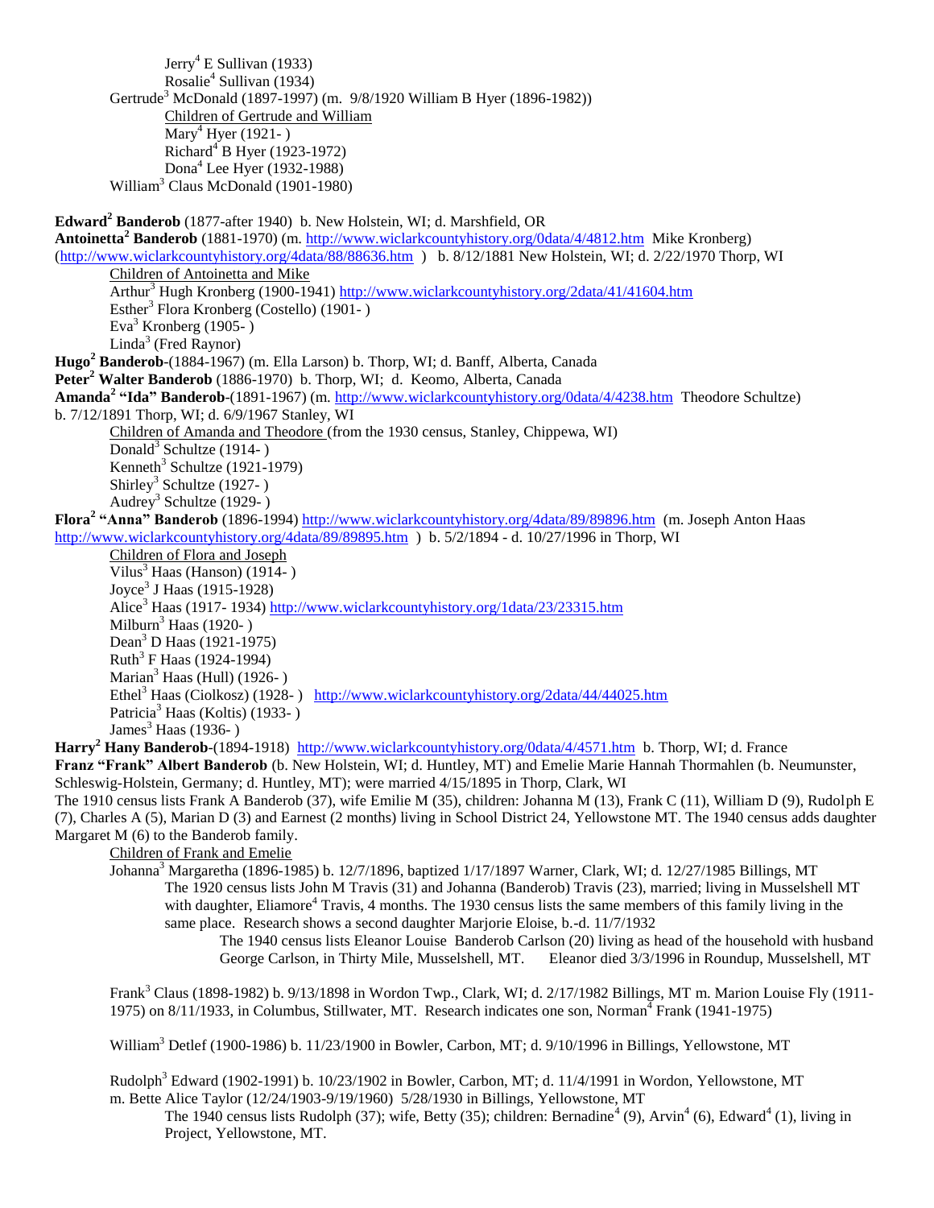Jerry[4] E Sullivan (1933)
Rosalie[4] Sullivan (1934)
Gertrude[3] McDonald (1897-1997) (m. 9/8/1920 William B Hyer (1896-1982))
Children of Gertrude and William
Mary[4] Hyer (1921- )
Richard[4] B Hyer (1923-1972)
Dona[4] Lee Hyer (1932-1988)
William[3] Claus McDonald (1901-1980)

**Edward[2] Banderob** (1877-after 1940) b. New Holstein, WI; d. Marshfield, OR
**Antoinetta[2] Banderob** (1881-1970) (m. http://www.wiclarkcountyhistory.org/0data/4/4812.htm Mike Kronberg) (http://www.wiclarkcountyhistory.org/4data/88/88636.htm ) b. 8/12/1881 New Holstein, WI; d. 2/22/1970 Thorp, WI
Children of Antoinetta and Mike
Arthur[3] Hugh Kronberg (1900-1941) http://www.wiclarkcountyhistory.org/2data/41/41604.htm
Esther[3] Flora Kronberg (Costello) (1901- )
Eva[3] Kronberg (1905- )
Linda[3] (Fred Raynor)
**Hugo[2] Banderob**-(1884-1967) (m. Ella Larson) b. Thorp, WI; d. Banff, Alberta, Canada
**Peter[2] Walter Banderob** (1886-1970) b. Thorp, WI; d. Keomo, Alberta, Canada
**Amanda[2] "Ida" Banderob**-(1891-1967) (m. http://www.wiclarkcountyhistory.org/0data/4/4238.htm Theodore Schultze) b. 7/12/1891 Thorp, WI; d. 6/9/1967 Stanley, WI
Children of Amanda and Theodore (from the 1930 census, Stanley, Chippewa, WI)
Donald[3] Schultze (1914- )
Kenneth[3] Schultze (1921-1979)
Shirley[3] Schultze (1927- )
Audrey[3] Schultze (1929- )
**Flora[2] "Anna" Banderob** (1896-1994) http://www.wiclarkcountyhistory.org/4data/89/89896.htm (m. Joseph Anton Haas http://www.wiclarkcountyhistory.org/4data/89/89895.htm ) b. 5/2/1894 - d. 10/27/1996 in Thorp, WI
Children of Flora and Joseph
Vilus[3] Haas (Hanson) (1914- )
Joyce[3] J Haas (1915-1928)
Alice[3] Haas (1917- 1934) http://www.wiclarkcountyhistory.org/1data/23/23315.htm
Milburn[3] Haas (1920- )
Dean[3] D Haas (1921-1975)
Ruth[3] F Haas (1924-1994)
Marian[3] Haas (Hull) (1926- )
Ethel[3] Haas (Ciolkosz) (1928- ) http://www.wiclarkcountyhistory.org/2data/44/44025.htm
Patricia[3] Haas (Koltis) (1933- )
James[3] Haas (1936- )
**Harry[2] Hany Banderob**-(1894-1918) http://www.wiclarkcountyhistory.org/0data/4/4571.htm b. Thorp, WI; d. France
**Franz "Frank" Albert Banderob** (b. New Holstein, WI; d. Huntley, MT) and Emelie Marie Hannah Thormahlen (b. Neumunster, Schleswig-Holstein, Germany; d. Huntley, MT); were married 4/15/1895 in Thorp, Clark, WI
The 1910 census lists Frank A Banderob (37), wife Emilie M (35), children: Johanna M (13), Frank C (11), William D (9), Rudolph E (7), Charles A (5), Marian D (3) and Earnest (2 months) living in School District 24, Yellowstone MT. The 1940 census adds daughter Margaret M (6) to the Banderob family.
Children of Frank and Emelie
Johanna[3] Margaretha (1896-1985) b. 12/7/1896, baptized 1/17/1897 Warner, Clark, WI; d. 12/27/1985 Billings, MT
The 1920 census lists John M Travis (31) and Johanna (Banderob) Travis (23), married; living in Musselshell MT with daughter, Eliamore[4] Travis, 4 months. The 1930 census lists the same members of this family living in the same place. Research shows a second daughter Marjorie Eloise, b.-d. 11/7/1932
The 1940 census lists Eleanor Louise Banderob Carlson (20) living as head of the household with husband George Carlson, in Thirty Mile, Musselshell, MT. Eleanor died 3/3/1996 in Roundup, Musselshell, MT

Frank[3] Claus (1898-1982) b. 9/13/1898 in Wordon Twp., Clark, WI; d. 2/17/1982 Billings, MT m. Marion Louise Fly (1911-1975) on 8/11/1933, in Columbus, Stillwater, MT. Research indicates one son, Norman[4] Frank (1941-1975)

William[3] Detlef (1900-1986) b. 11/23/1900 in Bowler, Carbon, MT; d. 9/10/1996 in Billings, Yellowstone, MT

Rudolph[3] Edward (1902-1991) b. 10/23/1902 in Bowler, Carbon, MT; d. 11/4/1991 in Wordon, Yellowstone, MT
m. Bette Alice Taylor (12/24/1903-9/19/1960) 5/28/1930 in Billings, Yellowstone, MT
The 1940 census lists Rudolph (37); wife, Betty (35); children: Bernadine[4] (9), Arvin[4] (6), Edward[4] (1), living in Project, Yellowstone, MT.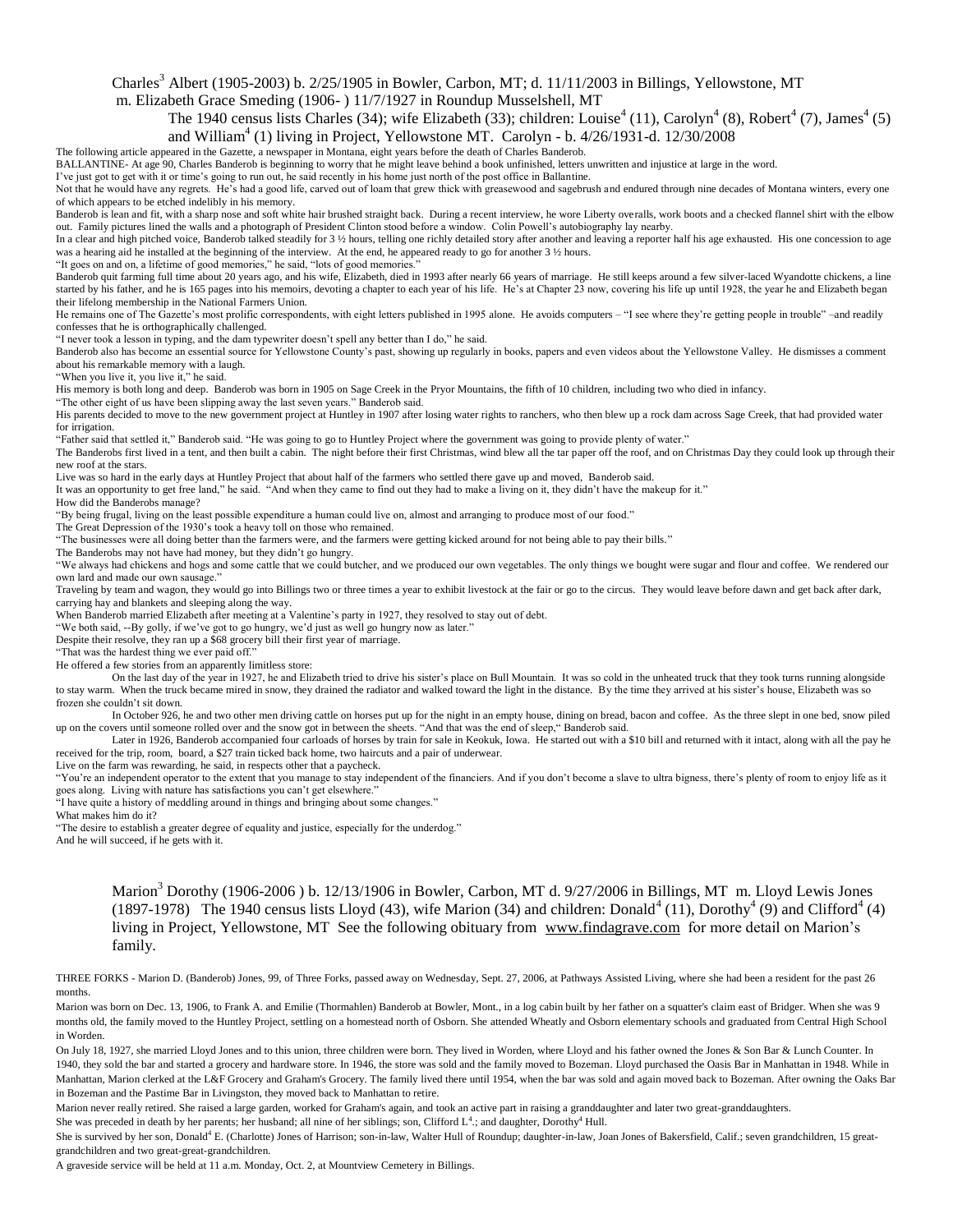Charles[3] Albert (1905-2003) b. 2/25/1905 in Bowler, Carbon, MT; d. 11/11/2003 in Billings, Yellowstone, MT
m. Elizabeth Grace Smeding (1906- ) 11/7/1927 in Roundup Musselshell, MT

The 1940 census lists Charles (34); wife Elizabeth (33); children: Louise[4] (11), Carolyn[4] (8), Robert[4] (7), James[4] (5) and William[4] (1) living in Project, Yellowstone MT. Carolyn - b. 4/26/1931-d. 12/30/2008

The following article appeared in the Gazette, a newspaper in Montana, eight years before the death of Charles Banderob.

BALLANTINE- At age 90, Charles Banderob is beginning to worry that he might leave behind a book unfinished, letters unwritten and injustice at large in the word.

I've just got to get with it or time's going to run out, he said recently in his home just north of the post office in Ballantine.

Not that he would have any regrets. He's had a good life, carved out of loam that grew thick with greasewood and sagebrush and endured through nine decades of Montana winters, every one of which appears to be etched indelibly in his memory.

Banderob is lean and fit, with a sharp nose and soft white hair brushed straight back. During a recent interview, he wore Liberty overalls, work boots and a checked flannel shirt with the elbow out. Family pictures lined the walls and a photograph of President Clinton stood before a window. Colin Powell's autobiography lay nearby.

In a clear and high pitched voice, Banderob talked steadily for 3 ½ hours, telling one richly detailed story after another and leaving a reporter half his age exhausted. His one concession to age was a hearing aid he installed at the beginning of the interview. At the end, he appeared ready to go for another 3 ½ hours.

"It goes on and on, a lifetime of good memories," he said, "lots of good memories."

Banderob quit farming full time about 20 years ago, and his wife, Elizabeth, died in 1993 after nearly 66 years of marriage. He still keeps around a few silver-laced Wyandotte chickens, a line started by his father, and he is 165 pages into his memoirs, devoting a chapter to each year of his life. He's at Chapter 23 now, covering his life up until 1928, the year he and Elizabeth began their lifelong membership in the National Farmers Union.

He remains one of The Gazette's most prolific correspondents, with eight letters published in 1995 alone. He avoids computers – "I see where they're getting people in trouble" –and readily confesses that he is orthographically challenged.

"I never took a lesson in typing, and the dam typewriter doesn't spell any better than I do," he said.

Banderob also has become an essential source for Yellowstone County's past, showing up regularly in books, papers and even videos about the Yellowstone Valley. He dismisses a comment about his remarkable memory with a laugh.

"When you live it, you live it," he said.

His memory is both long and deep. Banderob was born in 1905 on Sage Creek in the Pryor Mountains, the fifth of 10 children, including two who died in infancy.

"The other eight of us have been slipping away the last seven years." Banderob said.

His parents decided to move to the new government project at Huntley in 1907 after losing water rights to ranchers, who then blew up a rock dam across Sage Creek, that had provided water for irrigation.

"Father said that settled it," Banderob said. "He was going to go to Huntley Project where the government was going to provide plenty of water."

The Banderobs first lived in a tent, and then built a cabin. The night before their first Christmas, wind blew all the tar paper off the roof, and on Christmas Day they could look up through their new roof at the stars.

Live was so hard in the early days at Huntley Project that about half of the farmers who settled there gave up and moved, Banderob said.

It was an opportunity to get free land," he said. "And when they came to find out they had to make a living on it, they didn't have the makeup for it."

How did the Banderobs manage?

"By being frugal, living on the least possible expenditure a human could live on, almost and arranging to produce most of our food."

The Great Depression of the 1930's took a heavy toll on those who remained.

"The businesses were all doing better than the farmers were, and the farmers were getting kicked around for not being able to pay their bills."

The Banderobs may not have had money, but they didn't go hungry.

"We always had chickens and hogs and some cattle that we could butcher, and we produced our own vegetables. The only things we bought were sugar and flour and coffee. We rendered our own lard and made our own sausage."

Traveling by team and wagon, they would go into Billings two or three times a year to exhibit livestock at the fair or go to the circus. They would leave before dawn and get back after dark, carrying hay and blankets and sleeping along the way.

When Banderob married Elizabeth after meeting at a Valentine's party in 1927, they resolved to stay out of debt.

"We both said, --By golly, if we've got to go hungry, we'd just as well go hungry now as later."

Despite their resolve, they ran up a $68 grocery bill their first year of marriage.

"That was the hardest thing we ever paid off."

He offered a few stories from an apparently limitless store:

On the last day of the year in 1927, he and Elizabeth tried to drive his sister's place on Bull Mountain. It was so cold in the unheated truck that they took turns running alongside to stay warm. When the truck became mired in snow, they drained the radiator and walked toward the light in the distance. By the time they arrived at his sister's house, Elizabeth was so frozen she couldn't sit down.

In October 926, he and two other men driving cattle on horses put up for the night in an empty house, dining on bread, bacon and coffee. As the three slept in one bed, snow piled up on the covers until someone rolled over and the snow got in between the sheets. "And that was the end of sleep," Banderob said.

Later in 1926, Banderob accompanied four carloads of horses by train for sale in Keokuk, Iowa. He started out with a $10 bill and returned with it intact, along with all the pay he received for the trip, room, board, a $27 train ticked back home, two haircuts and a pair of underwear.

Live on the farm was rewarding, he said, in respects other that a paycheck.

"You're an independent operator to the extent that you manage to stay independent of the financiers. And if you don't become a slave to ultra bigness, there's plenty of room to enjoy life as it goes along. Living with nature has satisfactions you can't get elsewhere."

"I have quite a history of meddling around in things and bringing about some changes."

What makes him do it?

"The desire to establish a greater degree of equality and justice, especially for the underdog."

And he will succeed, if he gets with it.

Marion[3] Dorothy (1906-2006 ) b. 12/13/1906 in Bowler, Carbon, MT d. 9/27/2006 in Billings, MT m. Lloyd Lewis Jones (1897-1978) The 1940 census lists Lloyd (43), wife Marion (34) and children: Donald[4] (11), Dorothy[4] (9) and Clifford[4] (4) living in Project, Yellowstone, MT See the following obituary from www.findagrave.com for more detail on Marion's family.

THREE FORKS - Marion D. (Banderob) Jones, 99, of Three Forks, passed away on Wednesday, Sept. 27, 2006, at Pathways Assisted Living, where she had been a resident for the past 26 months.

Marion was born on Dec. 13, 1906, to Frank A. and Emilie (Thormahlen) Banderob at Bowler, Mont., in a log cabin built by her father on a squatter's claim east of Bridger. When she was 9 months old, the family moved to the Huntley Project, settling on a homestead north of Osborn. She attended Wheatly and Osborn elementary schools and graduated from Central High School in Worden.

On July 18, 1927, she married Lloyd Jones and to this union, three children were born. They lived in Worden, where Lloyd and his father owned the Jones & Son Bar & Lunch Counter. In 1940, they sold the bar and started a grocery and hardware store. In 1946, the store was sold and the family moved to Bozeman. Lloyd purchased the Oasis Bar in Manhattan in 1948. While in Manhattan, Marion clerked at the L&F Grocery and Graham's Grocery. The family lived there until 1954, when the bar was sold and again moved back to Bozeman. After owning the Oaks Bar in Bozeman and the Pastime Bar in Livingston, they moved back to Manhattan to retire.

Marion never really retired. She raised a large garden, worked for Graham's again, and took an active part in raising a granddaughter and later two great-granddaughters.

She was preceded in death by her parents; her husband; all nine of her siblings; son, Clifford L[4].; and daughter, Dorothy[4] Hull.

She is survived by her son, Donald[4] E. (Charlotte) Jones of Harrison; son-in-law, Walter Hull of Roundup; daughter-in-law, Joan Jones of Bakersfield, Calif.; seven grandchildren, 15 great-grandchildren and two great-great-grandchildren.

A graveside service will be held at 11 a.m. Monday, Oct. 2, at Mountview Cemetery in Billings.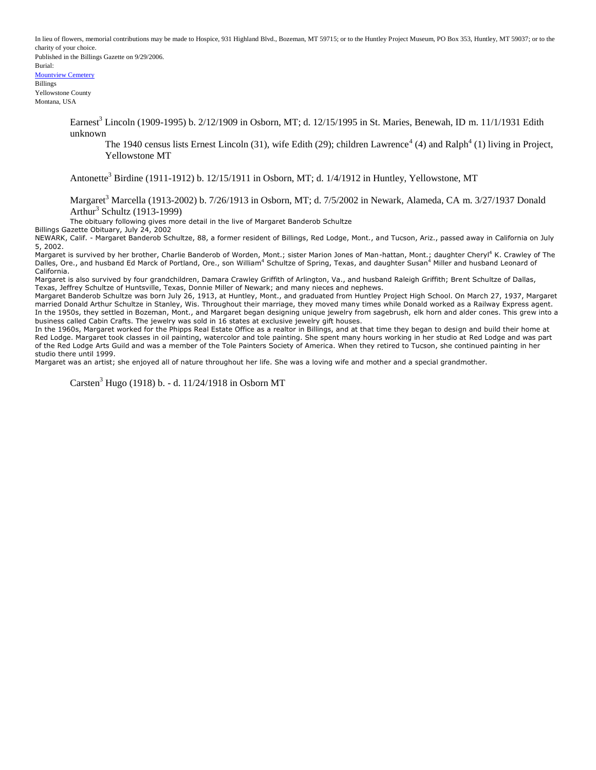In lieu of flowers, memorial contributions may be made to Hospice, 931 Highland Blvd., Bozeman, MT 59715; or to the Huntley Project Museum, PO Box 353, Huntley, MT 59037; or to the charity of your choice.

Published in the Billings Gazette on 9/29/2006.

Burial:

Mountview Cemetery

Billings

Yellowstone County

Montana, USA

Earnest[3] Lincoln (1909-1995) b. 2/12/1909 in Osborn, MT; d. 12/15/1995 in St. Maries, Benewah, ID m. 11/1/1931 Edith unknown

The 1940 census lists Ernest Lincoln (31), wife Edith (29); children Lawrence[4] (4) and Ralph[4] (1) living in Project, Yellowstone MT

Antonette[3] Birdine (1911-1912) b. 12/15/1911 in Osborn, MT; d. 1/4/1912 in Huntley, Yellowstone, MT

Margaret[3] Marcella (1913-2002) b. 7/26/1913 in Osborn, MT; d. 7/5/2002 in Newark, Alameda, CA m. 3/27/1937 Donald Arthur[3] Schultz (1913-1999)

The obituary following gives more detail in the live of Margaret Banderob Schultze

Billings Gazette Obituary, July 24, 2002

NEWARK, Calif. - Margaret Banderob Schultze, 88, a former resident of Billings, Red Lodge, Mont., and Tucson, Ariz., passed away in California on July 5, 2002.

Margaret is survived by her brother, Charlie Banderob of Worden, Mont.; sister Marion Jones of Man-hattan, Mont.; daughter Cheryl[4] K. Crawley of The Dalles, Ore., and husband Ed Marck of Portland, Ore., son William[4] Schultze of Spring, Texas, and daughter Susan[4] Miller and husband Leonard of California.

Margaret is also survived by four grandchildren, Damara Crawley Griffith of Arlington, Va., and husband Raleigh Griffith; Brent Schultze of Dallas, Texas, Jeffrey Schultze of Huntsville, Texas, Donnie Miller of Newark; and many nieces and nephews.

Margaret Banderob Schultze was born July 26, 1913, at Huntley, Mont., and graduated from Huntley Project High School. On March 27, 1937, Margaret married Donald Arthur Schultze in Stanley, Wis. Throughout their marriage, they moved many times while Donald worked as a Railway Express agent. In the 1950s, they settled in Bozeman, Mont., and Margaret began designing unique jewelry from sagebrush, elk horn and alder cones. This grew into a business called Cabin Crafts. The jewelry was sold in 16 states at exclusive jewelry gift houses.

In the 1960s, Margaret worked for the Phipps Real Estate Office as a realtor in Billings, and at that time they began to design and build their home at Red Lodge. Margaret took classes in oil painting, watercolor and tole painting. She spent many hours working in her studio at Red Lodge and was part of the Red Lodge Arts Guild and was a member of the Tole Painters Society of America. When they retired to Tucson, she continued painting in her studio there until 1999.

Margaret was an artist; she enjoyed all of nature throughout her life. She was a loving wife and mother and a special grandmother.

Carsten[3] Hugo (1918) b. - d. 11/24/1918 in Osborn MT